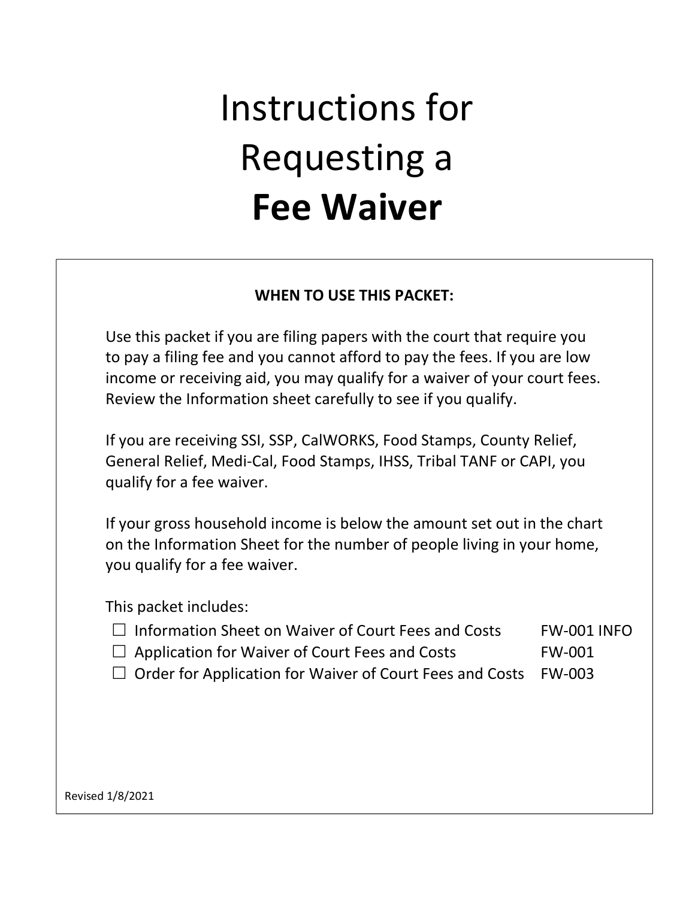# Instructions for Requesting a **Fee Waiver**

**WHEN TO USE THIS PACKET:**

Use this packet if you are filing papers with the court that require you to pay a filing fee and you cannot afford to pay the fees. If you are low income or receiving aid, you may qualify for a waiver of your court fees. Review the Information sheet carefully to see if you qualify.

If you are receiving SSI, SSP, CalWORKS, Food Stamps, County Relief, General Relief, Medi-Cal, Food Stamps, IHSS, Tribal TANF or CAPI, you qualify for a fee waiver.

If your gross household income is below the amount set out in the chart on the Information Sheet for the number of people living in your home, you qualify for a fee waiver.

This packet includes:

- ☐ Information Sheet on Waiver of Court Fees and Costs — FW-001 INFO
- ☐ Application for Waiver of Court Fees and Costs — FW-001
- ☐ Order for Application for Waiver of Court Fees and Costs — FW-003

Revised 1/8/2021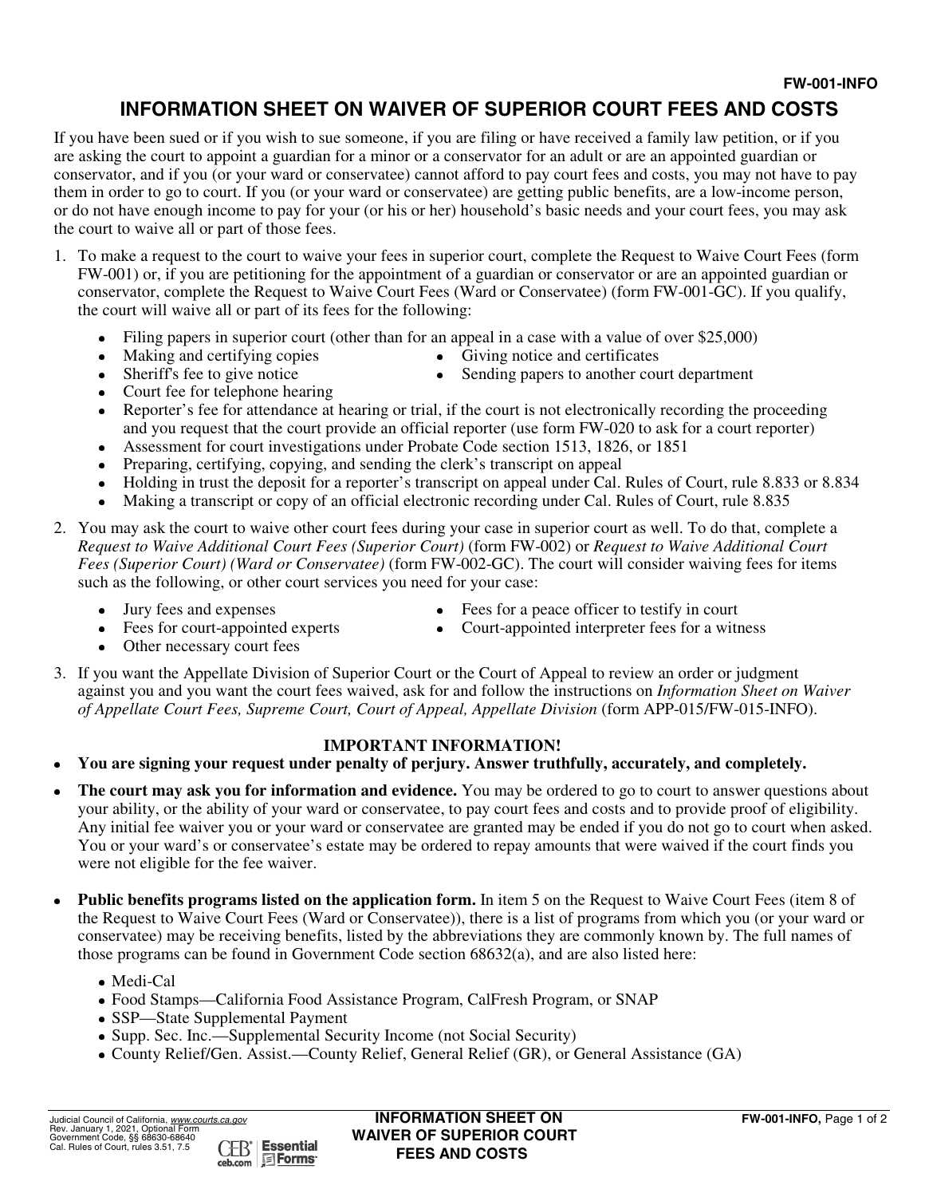FW-001-INFO

# INFORMATION SHEET ON WAIVER OF SUPERIOR COURT FEES AND COSTS

If you have been sued or if you wish to sue someone, if you are filing or have received a family law petition, or if you are asking the court to appoint a guardian for a minor or a conservator for an adult or are an appointed guardian or conservator, and if you (or your ward or conservatee) cannot afford to pay court fees and costs, you may not have to pay them in order to go to court. If you (or your ward or conservatee) are getting public benefits, are a low-income person, or do not have enough income to pay for your (or his or her) household's basic needs and your court fees, you may ask the court to waive all or part of those fees.

1. To make a request to the court to waive your fees in superior court, complete the Request to Waive Court Fees (form FW-001) or, if you are petitioning for the appointment of a guardian or conservator or are an appointed guardian or conservator, complete the Request to Waive Court Fees (Ward or Conservatee) (form FW-001-GC). If you qualify, the court will waive all or part of its fees for the following:
   - Filing papers in superior court (other than for an appeal in a case with a value of over $25,000)
   - Making and certifying copies
   - Giving notice and certificates
   - Sheriff's fee to give notice
   - Sending papers to another court department
   - Court fee for telephone hearing
   - Reporter's fee for attendance at hearing or trial, if the court is not electronically recording the proceeding and you request that the court provide an official reporter (use form FW-020 to ask for a court reporter)
   - Assessment for court investigations under Probate Code section 1513, 1826, or 1851
   - Preparing, certifying, copying, and sending the clerk's transcript on appeal
   - Holding in trust the deposit for a reporter's transcript on appeal under Cal. Rules of Court, rule 8.833 or 8.834
   - Making a transcript or copy of an official electronic recording under Cal. Rules of Court, rule 8.835

2. You may ask the court to waive other court fees during your case in superior court as well. To do that, complete a *Request to Waive Additional Court Fees (Superior Court)* (form FW-002) or *Request to Waive Additional Court Fees (Superior Court) (Ward or Conservatee)* (form FW-002-GC). The court will consider waiving fees for items such as the following, or other court services you need for your case:
   - Jury fees and expenses
   - Fees for a peace officer to testify in court
   - Fees for court-appointed experts
   - Court-appointed interpreter fees for a witness
   - Other necessary court fees

3. If you want the Appellate Division of Superior Court or the Court of Appeal to review an order or judgment against you and you want the court fees waived, ask for and follow the instructions on *Information Sheet on Waiver of Appellate Court Fees, Supreme Court, Court of Appeal, Appellate Division* (form APP-015/FW-015-INFO).

## IMPORTANT INFORMATION!

- **You are signing your request under penalty of perjury. Answer truthfully, accurately, and completely.**
- **The court may ask you for information and evidence.** You may be ordered to go to court to answer questions about your ability, or the ability of your ward or conservatee, to pay court fees and costs and to provide proof of eligibility. Any initial fee waiver you or your ward or conservatee are granted may be ended if you do not go to court when asked. You or your ward's or conservatee's estate may be ordered to repay amounts that were waived if the court finds you were not eligible for the fee waiver.
- **Public benefits programs listed on the application form.** In item 5 on the Request to Waive Court Fees (item 8 of the Request to Waive Court Fees (Ward or Conservatee)), there is a list of programs from which you (or your ward or conservatee) may be receiving benefits, listed by the abbreviations they are commonly known by. The full names of those programs can be found in Government Code section 68632(a), and are also listed here:
  - Medi-Cal
  - Food Stamps—California Food Assistance Program, CalFresh Program, or SNAP
  - SSP—State Supplemental Payment
  - Supp. Sec. Inc.—Supplemental Security Income (not Social Security)
  - County Relief/Gen. Assist.—County Relief, General Relief (GR), or General Assistance (GA)

Judicial Council of California, www.courts.ca.gov
Rev. January 1, 2021, Optional Form
Government Code, §§ 68630-68640
Cal. Rules of Court, rules 3.51, 7.5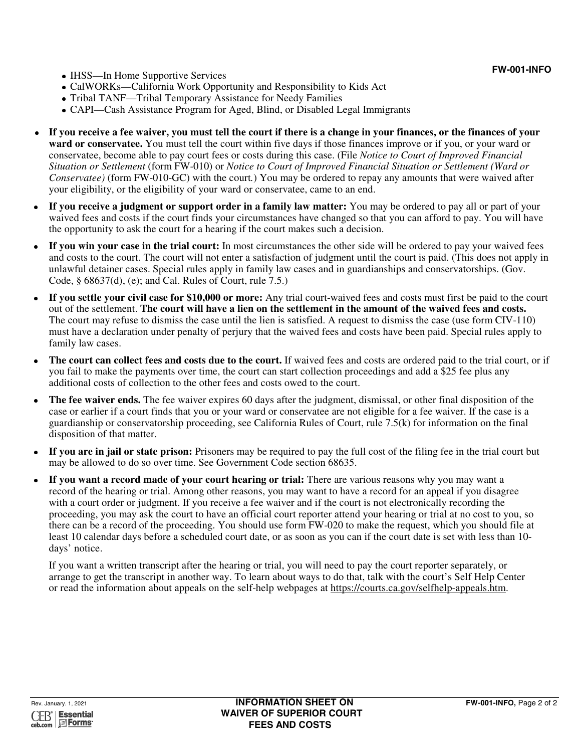- IHSS—In Home Supportive Services
- CalWORKs—California Work Opportunity and Responsibility to Kids Act
- Tribal TANF—Tribal Temporary Assistance for Needy Families
- CAPI—Cash Assistance Program for Aged, Blind, or Disabled Legal Immigrants

- **If you receive a fee waiver, you must tell the court if there is a change in your finances, or the finances of your ward or conservatee.** You must tell the court within five days if those finances improve or if you, or your ward or conservatee, become able to pay court fees or costs during this case. (File *Notice to Court of Improved Financial Situation or Settlement* (form FW-010) or *Notice to Court of Improved Financial Situation or Settlement (Ward or Conservatee)* (form FW-010-GC) with the court.) You may be ordered to repay any amounts that were waived after your eligibility, or the eligibility of your ward or conservatee, came to an end.
- **If you receive a judgment or support order in a family law matter:** You may be ordered to pay all or part of your waived fees and costs if the court finds your circumstances have changed so that you can afford to pay. You will have the opportunity to ask the court for a hearing if the court makes such a decision.
- **If you win your case in the trial court:** In most circumstances the other side will be ordered to pay your waived fees and costs to the court. The court will not enter a satisfaction of judgment until the court is paid. (This does not apply in unlawful detainer cases. Special rules apply in family law cases and in guardianships and conservatorships. (Gov. Code, § 68637(d), (e); and Cal. Rules of Court, rule 7.5.)
- **If you settle your civil case for $10,000 or more:** Any trial court-waived fees and costs must first be paid to the court out of the settlement. **The court will have a lien on the settlement in the amount of the waived fees and costs.** The court may refuse to dismiss the case until the lien is satisfied. A request to dismiss the case (use form CIV-110) must have a declaration under penalty of perjury that the waived fees and costs have been paid. Special rules apply to family law cases.
- **The court can collect fees and costs due to the court.** If waived fees and costs are ordered paid to the trial court, or if you fail to make the payments over time, the court can start collection proceedings and add a $25 fee plus any additional costs of collection to the other fees and costs owed to the court.
- **The fee waiver ends.** The fee waiver expires 60 days after the judgment, dismissal, or other final disposition of the case or earlier if a court finds that you or your ward or conservatee are not eligible for a fee waiver. If the case is a guardianship or conservatorship proceeding, see California Rules of Court, rule 7.5(k) for information on the final disposition of that matter.
- **If you are in jail or state prison:** Prisoners may be required to pay the full cost of the filing fee in the trial court but may be allowed to do so over time. See Government Code section 68635.
- **If you want a record made of your court hearing or trial:** There are various reasons why you may want a record of the hearing or trial. Among other reasons, you may want to have a record for an appeal if you disagree with a court order or judgment. If you receive a fee waiver and if the court is not electronically recording the proceeding, you may ask the court to have an official court reporter attend your hearing or trial at no cost to you, so there can be a record of the proceeding. You should use form FW-020 to make the request, which you should file at least 10 calendar days before a scheduled court date, or as soon as you can if the court date is set with less than 10-days' notice.

  If you want a written transcript after the hearing or trial, you will need to pay the court reporter separately, or arrange to get the transcript in another way. To learn about ways to do that, talk with the court's Self Help Center or read the information about appeals on the self-help webpages at https://courts.ca.gov/selfhelp-appeals.htm.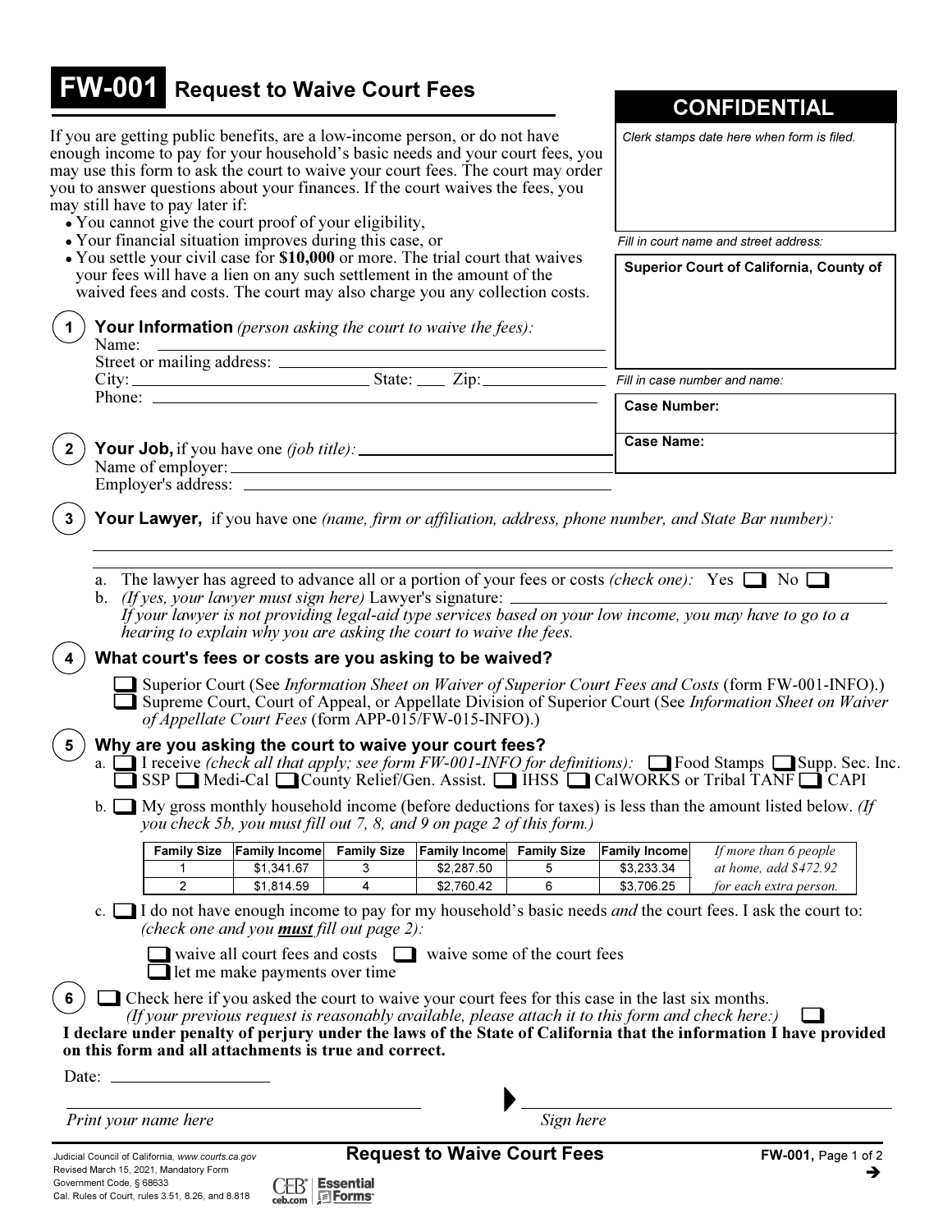# FW-001 Request to Waive Court Fees

**CONFIDENTIAL**

*Clerk stamps date here when form is filed.*

*Fill in court name and street address:*

**Superior Court of California, County of**

*Fill in case number and name:*

**Case Number:**

**Case Name:**

If you are getting public benefits, are a low-income person, or do not have enough income to pay for your household's basic needs and your court fees, you may use this form to ask the court to waive your court fees. The court may order you to answer questions about your finances. If the court waives the fees, you may still have to pay later if:

- You cannot give the court proof of your eligibility,
- Your financial situation improves during this case, or
- You settle your civil case for **$10,000** or more. The trial court that waives your fees will have a lien on any such settlement in the amount of the waived fees and costs. The court may also charge you any collection costs.

**1 Your Information** *(person asking the court to waive the fees):*

Name: ______

Street or mailing address: ______

City: ______ State: ____ Zip: ______

Phone: ______

**2 Your Job,** if you have one *(job title):* ______

Name of employer: ______

Employer's address: ______

**3 Your Lawyer,** if you have one *(name, firm or affiliation, address, phone number, and State Bar number):*

______

a. The lawyer has agreed to advance all or a portion of your fees or costs *(check one):* Yes ☐ No ☐

b. *(If yes, your lawyer must sign here)* Lawyer's signature: ______

*If your lawyer is not providing legal-aid type services based on your low income, you may have to go to a hearing to explain why you are asking the court to waive the fees.*

**4 What court's fees or costs are you asking to be waived?**

☐ Superior Court (See *Information Sheet on Waiver of Superior Court Fees and Costs* (form FW-001-INFO).)

☐ Supreme Court, Court of Appeal, or Appellate Division of Superior Court (See *Information Sheet on Waiver of Appellate Court Fees* (form APP-015/FW-015-INFO).)

**5 Why are you asking the court to waive your court fees?**

a. ☐ I receive *(check all that apply; see form FW-001-INFO for definitions):* ☐ Food Stamps ☐ Supp. Sec. Inc. ☐ SSP ☐ Medi-Cal ☐ County Relief/Gen. Assist. ☐ IHSS ☐ CalWORKS or Tribal TANF ☐ CAPI

b. ☐ My gross monthly household income (before deductions for taxes) is less than the amount listed below. *(If you check 5b, you must fill out 7, 8, and 9 on page 2 of this form.)*

| Family Size | Family Income | Family Size | Family Income | Family Size | Family Income | |
|---|---|---|---|---|---|---|
| 1 | $1,341.67 | 3 | $2,287.50 | 5 | $3,233.34 | *If more than 6 people at home, add $472.92 for each extra person.* |
| 2 | $1,814.59 | 4 | $2,760.42 | 6 | $3,706.25 | |

c. ☐ I do not have enough income to pay for my household's basic needs *and* the court fees. I ask the court to: *(check one and you **must** fill out page 2):*

☐ waive all court fees and costs ☐ waive some of the court fees

☐ let me make payments over time

**6** ☐ Check here if you asked the court to waive your court fees for this case in the last six months. *(If your previous request is reasonably available, please attach it to this form and check here:)* ☐

**I declare under penalty of perjury under the laws of the State of California that the information I have provided on this form and all attachments is true and correct.**

Date: ______

______ *Print your name here*

▶ ______ *Sign here*

Judicial Council of California, www.courts.ca.gov
Revised March 15, 2021, Mandatory Form
Government Code, § 68633
Cal. Rules of Court, rules 3.51, 8.26, and 8.818

**Request to Waive Court Fees**

**FW-001,** Page 1 of 2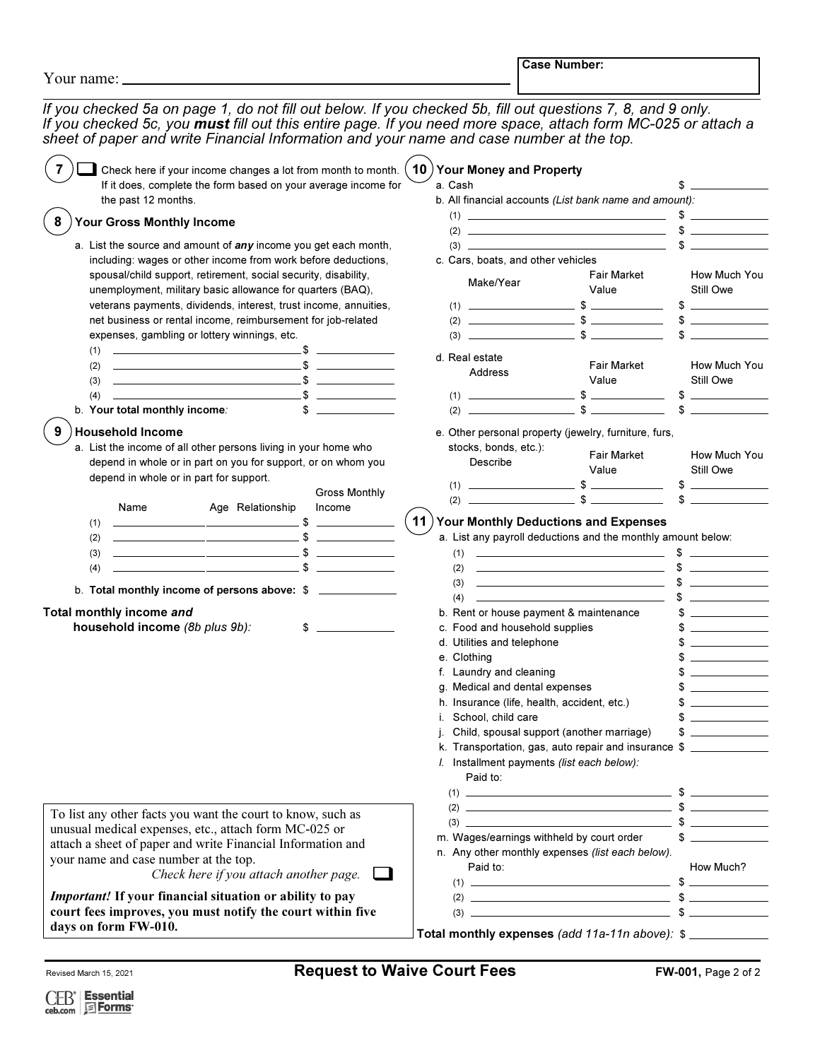Your name: ______________________

**Case Number:**

*If you checked 5a on page 1, do not fill out below. If you checked 5b, fill out questions 7, 8, and 9 only. If you checked 5c, you **must** fill out this entire page. If you need more space, attach form MC-025 or attach a sheet of paper and write Financial Information and your name and case number at the top.*

**7** ☐ Check here if your income changes a lot from month to month. If it does, complete the form based on your average income for the past 12 months.

**8 Your Gross Monthly Income**

a. List the source and amount of ***any*** income you get each month, including: wages or other income from work before deductions, spousal/child support, retirement, social security, disability, unemployment, military basic allowance for quarters (BAQ), veterans payments, dividends, interest, trust income, annuities, net business or rental income, reimbursement for job-related expenses, gambling or lottery winnings, etc.

(1) ______________ $ ______
(2) ______________ $ ______
(3) ______________ $ ______
(4) ______________ $ ______

b. **Your total monthly income**: $ ______

**9 Household Income**

a. List the income of all other persons living in your home who depend in whole or in part on you for support, or on whom you depend in whole or in part for support.

| | Name | Age | Relationship | Gross Monthly Income |
|---|---|---|---|---|
| (1) | | | | $ |
| (2) | | | | $ |
| (3) | | | | $ |
| (4) | | | | $ |

b. **Total monthly income of persons above:** $ ______

**Total monthly income *and* household income** *(8b plus 9b)*: $ ______

**10 Your Money and Property**

a. Cash $ ______

b. All financial accounts *(List bank name and amount)*:

(1) ______________ $ ______
(2) ______________ $ ______
(3) ______________ $ ______

c. Cars, boats, and other vehicles

| | Make/Year | Fair Market Value | How Much You Still Owe |
|---|---|---|---|
| (1) | | $ | $ |
| (2) | | $ | $ |
| (3) | | $ | $ |

d. Real estate

| | Address | Fair Market Value | How Much You Still Owe |
|---|---|---|---|
| (1) | | $ | $ |
| (2) | | $ | $ |

e. Other personal property (jewelry, furniture, furs, stocks, bonds, etc.):

| | Describe | Fair Market Value | How Much You Still Owe |
|---|---|---|---|
| (1) | | $ | $ |
| (2) | | $ | $ |

**11 Your Monthly Deductions and Expenses**

a. List any payroll deductions and the monthly amount below:

(1) ______________ $ ______
(2) ______________ $ ______
(3) ______________ $ ______
(4) ______________ $ ______

b. Rent or house payment & maintenance $ ______
c. Food and household supplies $ ______
d. Utilities and telephone $ ______
e. Clothing $ ______
f. Laundry and cleaning $ ______
g. Medical and dental expenses $ ______
h. Insurance (life, health, accident, etc.) $ ______
i. School, child care $ ______
j. Child, spousal support (another marriage) $ ______
k. Transportation, gas, auto repair and insurance $ ______
*l.* Installment payments *(list each below)*:
Paid to:
(1) ______________ $ ______
(2) ______________ $ ______
(3) ______________ $ ______
m. Wages/earnings withheld by court order $ ______
n. Any other monthly expenses *(list each below)*.

| | Paid to: | How Much? |
|---|---|---|
| (1) | | $ |
| (2) | | $ |
| (3) | | $ |

**Total monthly expenses** *(add 11a-11n above)*: $ ______

To list any other facts you want the court to know, such as unusual medical expenses, etc., attach form MC-025 or attach a sheet of paper and write Financial Information and your name and case number at the top.
*Check here if you attach another page.* ☐

***Important!*** **If your financial situation or ability to pay court fees improves, you must notify the court within five days on form FW-010.**

Revised March 15, 2021

**Request to Waive Court Fees**

**FW-001,** Page 2 of 2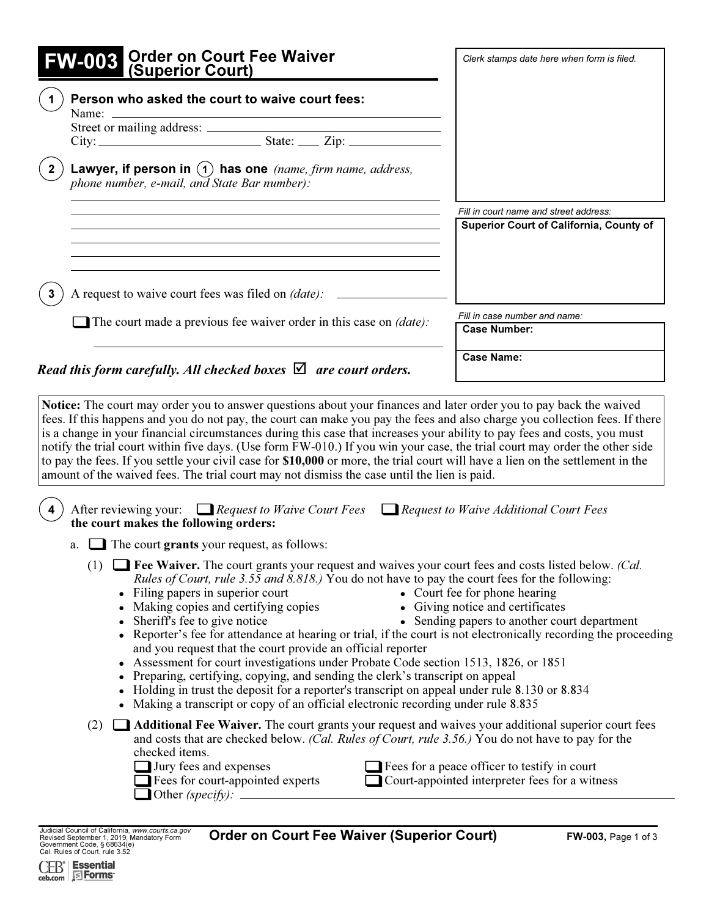# FW-003 Order on Court Fee Waiver (Superior Court)

Clerk stamps date here when form is filed.

Fill in court name and street address:

**Superior Court of California, County of**

Fill in case number and name:

**Case Number:**

**Case Name:**

**1** **Person who asked the court to waive court fees:**

Name: ______________________

Street or mailing address: ______________________

City: ______________ State: ____ Zip: ________

**2** **Lawyer, if person in (1) has one** *(name, firm name, address, phone number, e-mail, and State Bar number):*

______________________

**3** A request to waive court fees was filed on *(date):* ______________

☐ The court made a previous fee waiver order in this case on *(date):* ______________

***Read this form carefully. All checked boxes ☑ are court orders.***

**Notice:** The court may order you to answer questions about your finances and later order you to pay back the waived fees. If this happens and you do not pay, the court can make you pay the fees and also charge you collection fees. If there is a change in your financial circumstances during this case that increases your ability to pay fees and costs, you must notify the trial court within five days. (Use form FW-010.) If you win your case, the trial court may order the other side to pay the fees. If you settle your civil case for **$10,000** or more, the trial court will have a lien on the settlement in the amount of the waived fees. The trial court may not dismiss the case until the lien is paid.

**4** After reviewing your: ☐ *Request to Waive Court Fees* ☐ *Request to Waive Additional Court Fees*
**the court makes the following orders:**

a. ☐ The court **grants** your request, as follows:

(1) ☐ **Fee Waiver.** The court grants your request and waives your court fees and costs listed below. *(Cal. Rules of Court, rule 3.55 and 8.818.)* You do not have to pay the court fees for the following:

- Filing papers in superior court
- Court fee for phone hearing
- Making copies and certifying copies
- Giving notice and certificates
- Sheriff's fee to give notice
- Sending papers to another court department
- Reporter's fee for attendance at hearing or trial, if the court is not electronically recording the proceeding and you request that the court provide an official reporter
- Assessment for court investigations under Probate Code section 1513, 1826, or 1851
- Preparing, certifying, copying, and sending the clerk's transcript on appeal
- Holding in trust the deposit for a reporter's transcript on appeal under rule 8.130 or 8.834
- Making a transcript or copy of an official electronic recording under rule 8.835

(2) ☐ **Additional Fee Waiver.** The court grants your request and waives your additional superior court fees and costs that are checked below. *(Cal. Rules of Court, rule 3.56.)* You do not have to pay for the checked items.

☐ Jury fees and expenses
☐ Fees for a peace officer to testify in court
☐ Fees for court-appointed experts
☐ Court-appointed interpreter fees for a witness
☐ Other *(specify):* ______________________

Judicial Council of California, www.courts.ca.gov
Revised September 1, 2019, Mandatory Form
Government Code, § 68634(e)
Cal. Rules of Court, rule 3.52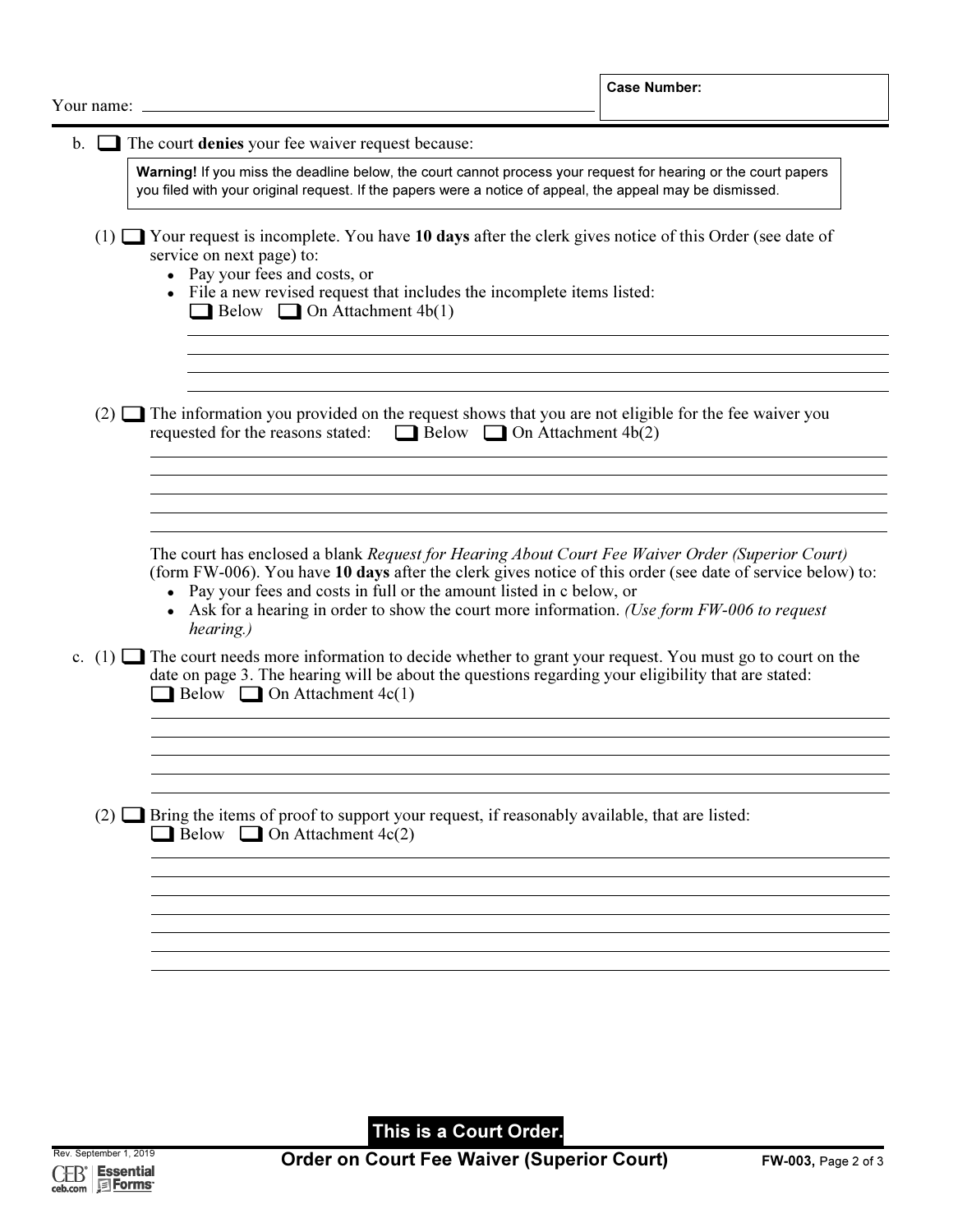Your name: ______________________________

**Case Number:**

b. ☐ The court **denies** your fee waiver request because:

> **Warning!** If you miss the deadline below, the court cannot process your request for hearing or the court papers you filed with your original request. If the papers were a notice of appeal, the appeal may be dismissed.

(1) ☐ Your request is incomplete. You have **10 days** after the clerk gives notice of this Order (see date of service on next page) to:

- Pay your fees and costs, or
- File a new revised request that includes the incomplete items listed:
  ☐ Below ☐ On Attachment 4b(1)

______________________________________________________________________
______________________________________________________________________
______________________________________________________________________
______________________________________________________________________

(2) ☐ The information you provided on the request shows that you are not eligible for the fee waiver you requested for the reasons stated: ☐ Below ☐ On Attachment 4b(2)

______________________________________________________________________
______________________________________________________________________
______________________________________________________________________
______________________________________________________________________

The court has enclosed a blank *Request for Hearing About Court Fee Waiver Order (Superior Court)* (form FW-006). You have **10 days** after the clerk gives notice of this order (see date of service below) to:

- Pay your fees and costs in full or the amount listed in c below, or
- Ask for a hearing in order to show the court more information. *(Use form FW-006 to request hearing.)*

c. (1) ☐ The court needs more information to decide whether to grant your request. You must go to court on the date on page 3. The hearing will be about the questions regarding your eligibility that are stated:
☐ Below ☐ On Attachment 4c(1)

______________________________________________________________________
______________________________________________________________________
______________________________________________________________________
______________________________________________________________________

(2) ☐ Bring the items of proof to support your request, if reasonably available, that are listed:
☐ Below ☐ On Attachment 4c(2)

______________________________________________________________________
______________________________________________________________________
______________________________________________________________________
______________________________________________________________________
______________________________________________________________________
______________________________________________________________________

**This is a Court Order.**

**Order on Court Fee Waiver (Superior Court)**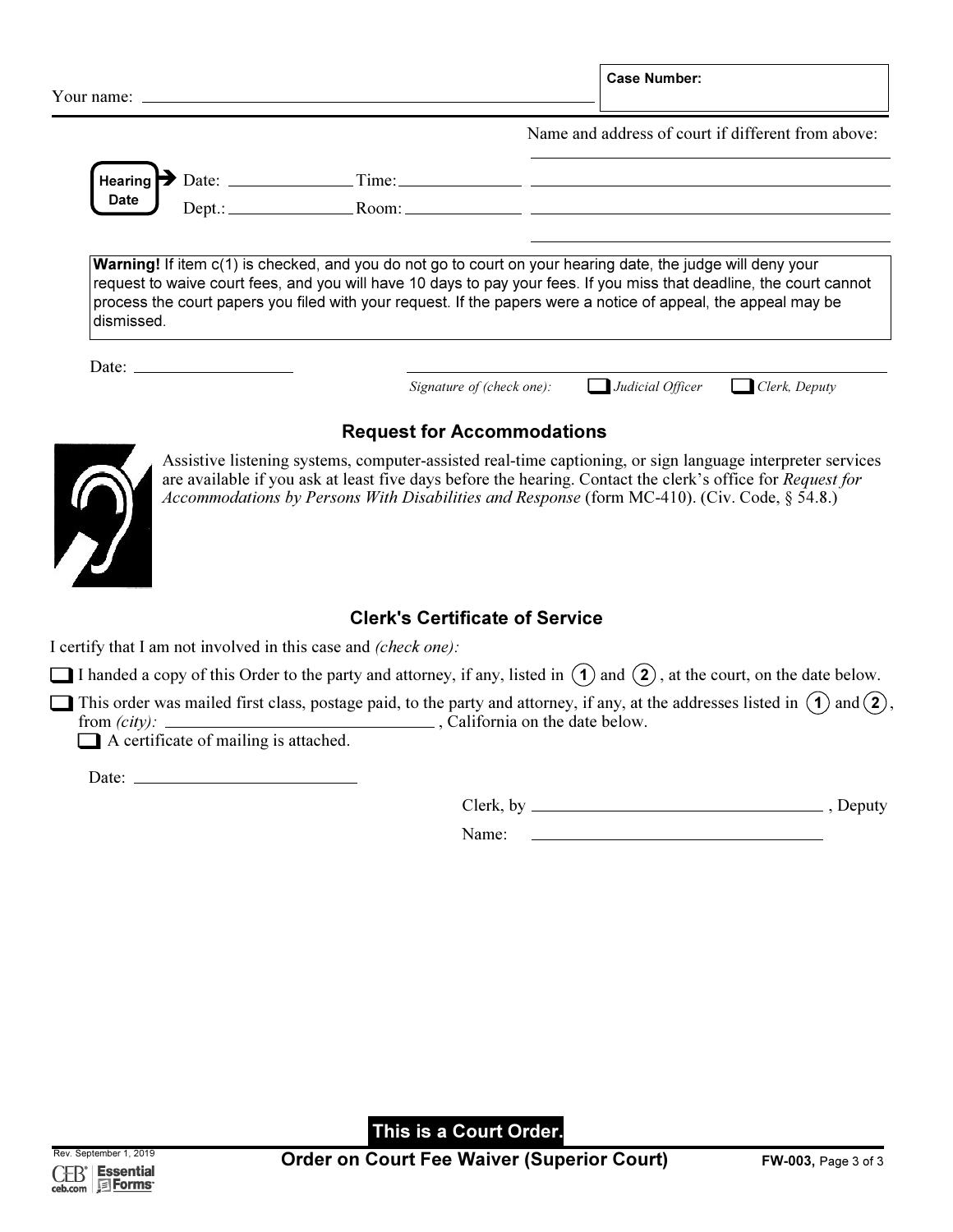Your name: ______________________________

**Case Number:**

Name and address of court if different from above:

______________________________

**Hearing Date** → Date: ______________ Time: ______________

Dept.: ______________ Room: ______________

______________________________

______________________________

**Warning!** If item c(1) is checked, and you do not go to court on your hearing date, the judge will deny your request to waive court fees, and you will have 10 days to pay your fees. If you miss that deadline, the court cannot process the court papers you filed with your request. If the papers were a notice of appeal, the appeal may be dismissed.

Date: ______________

______________________________

*Signature of (check one):* ☐ *Judicial Officer* ☐ *Clerk, Deputy*

## Request for Accommodations

Assistive listening systems, computer-assisted real-time captioning, or sign language interpreter services are available if you ask at least five days before the hearing. Contact the clerk's office for *Request for Accommodations by Persons With Disabilities and Response* (form MC-410). (Civ. Code, § 54.8.)

## Clerk's Certificate of Service

I certify that I am not involved in this case and *(check one)*:

☐ I handed a copy of this Order to the party and attorney, if any, listed in (1) and (2), at the court, on the date below.

☐ This order was mailed first class, postage paid, to the party and attorney, if any, at the addresses listed in (1) and (2), from *(city)*: ______________________________, California on the date below.

☐ A certificate of mailing is attached.

Date: ______________________________

Clerk, by ______________________________, Deputy

Name: ______________________________

**This is a Court Order.**

Rev. September 1, 2019

**Order on Court Fee Waiver (Superior Court)**

**FW-003,** Page 3 of 3